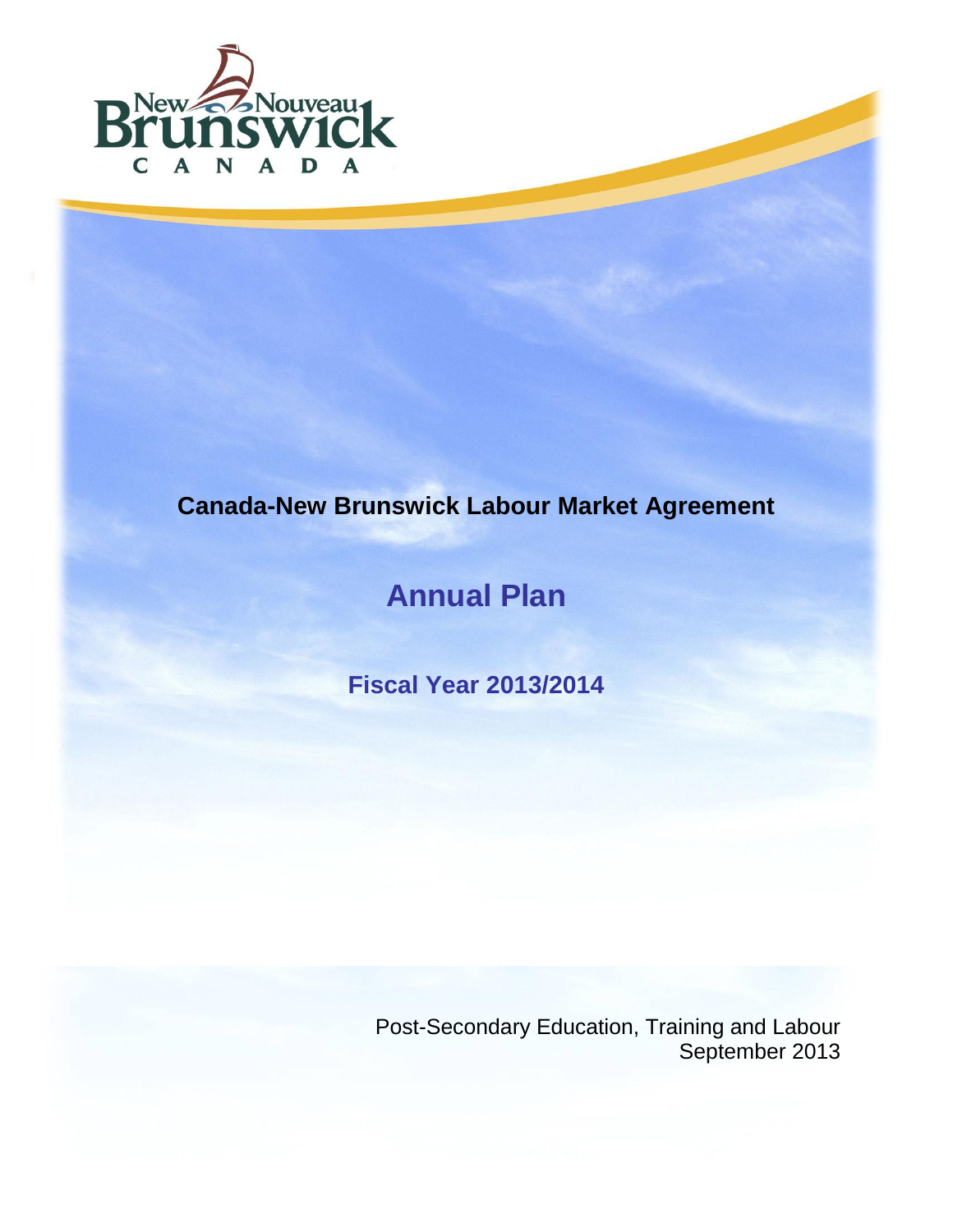New Brunswick / Nouveau-Brunswick
CANADA

**Canada-New Brunswick Labour Market Agreement**

# Annual Plan

## Fiscal Year 2013/2014

Post-Secondary Education, Training and Labour
September 2013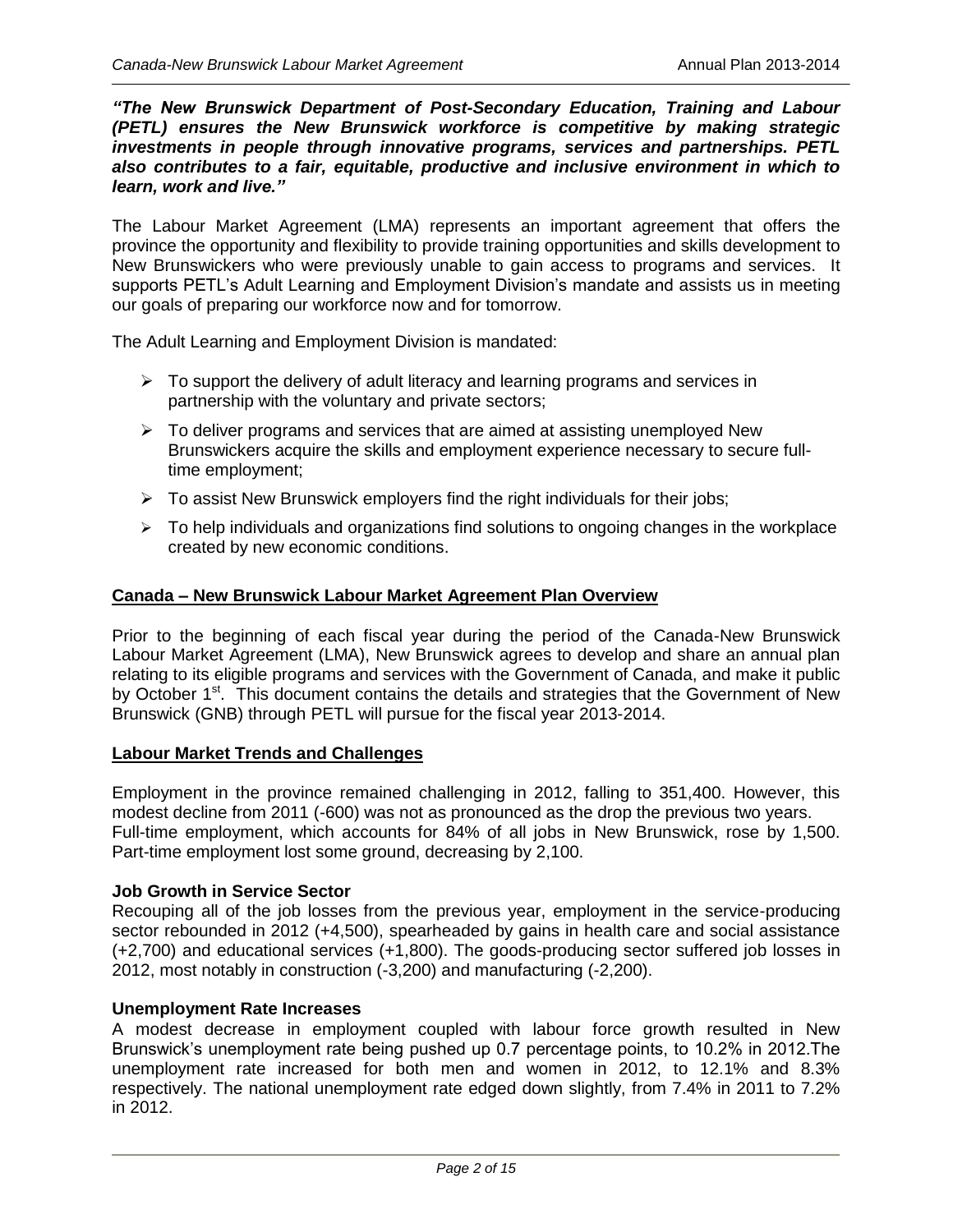***"The New Brunswick Department of Post-Secondary Education, Training and Labour (PETL) ensures the New Brunswick workforce is competitive by making strategic investments in people through innovative programs, services and partnerships. PETL also contributes to a fair, equitable, productive and inclusive environment in which to learn, work and live."***

The Labour Market Agreement (LMA) represents an important agreement that offers the province the opportunity and flexibility to provide training opportunities and skills development to New Brunswickers who were previously unable to gain access to programs and services. It supports PETL's Adult Learning and Employment Division's mandate and assists us in meeting our goals of preparing our workforce now and for tomorrow.

The Adult Learning and Employment Division is mandated:

- To support the delivery of adult literacy and learning programs and services in partnership with the voluntary and private sectors;
- To deliver programs and services that are aimed at assisting unemployed New Brunswickers acquire the skills and employment experience necessary to secure full-time employment;
- To assist New Brunswick employers find the right individuals for their jobs;
- To help individuals and organizations find solutions to ongoing changes in the workplace created by new economic conditions.

## Canada – New Brunswick Labour Market Agreement Plan Overview

Prior to the beginning of each fiscal year during the period of the Canada-New Brunswick Labour Market Agreement (LMA), New Brunswick agrees to develop and share an annual plan relating to its eligible programs and services with the Government of Canada, and make it public by October 1st. This document contains the details and strategies that the Government of New Brunswick (GNB) through PETL will pursue for the fiscal year 2013-2014.

## Labour Market Trends and Challenges

Employment in the province remained challenging in 2012, falling to 351,400. However, this modest decline from 2011 (-600) was not as pronounced as the drop the previous two years. Full-time employment, which accounts for 84% of all jobs in New Brunswick, rose by 1,500. Part-time employment lost some ground, decreasing by 2,100.

### Job Growth in Service Sector

Recouping all of the job losses from the previous year, employment in the service-producing sector rebounded in 2012 (+4,500), spearheaded by gains in health care and social assistance (+2,700) and educational services (+1,800). The goods-producing sector suffered job losses in 2012, most notably in construction (-3,200) and manufacturing (-2,200).

### Unemployment Rate Increases

A modest decrease in employment coupled with labour force growth resulted in New Brunswick's unemployment rate being pushed up 0.7 percentage points, to 10.2% in 2012.The unemployment rate increased for both men and women in 2012, to 12.1% and 8.3% respectively. The national unemployment rate edged down slightly, from 7.4% in 2011 to 7.2% in 2012.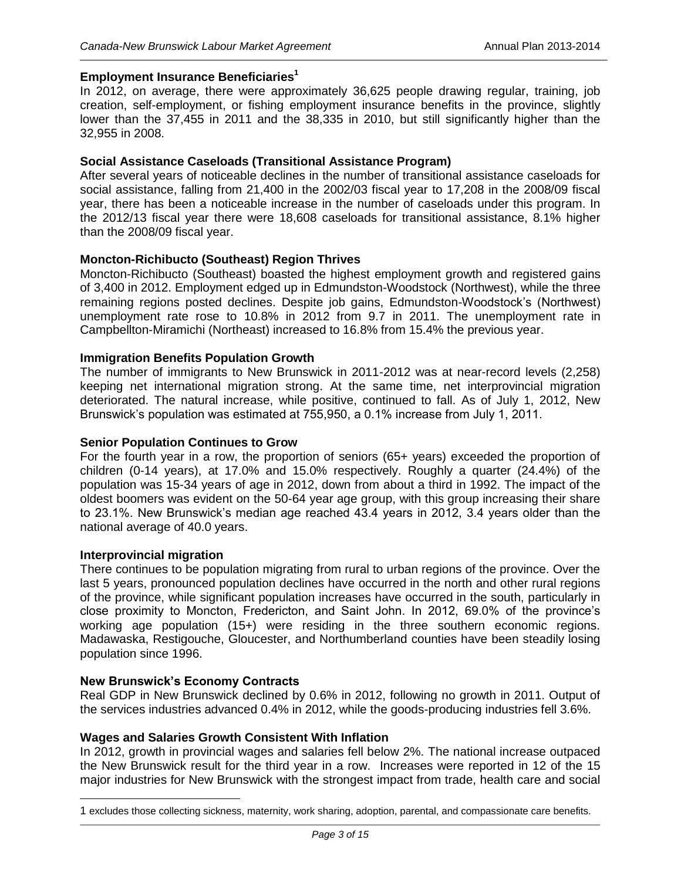**Employment Insurance Beneficiaries**[1]

In 2012, on average, there were approximately 36,625 people drawing regular, training, job creation, self-employment, or fishing employment insurance benefits in the province, slightly lower than the 37,455 in 2011 and the 38,335 in 2010, but still significantly higher than the 32,955 in 2008.

**Social Assistance Caseloads (Transitional Assistance Program)**

After several years of noticeable declines in the number of transitional assistance caseloads for social assistance, falling from 21,400 in the 2002/03 fiscal year to 17,208 in the 2008/09 fiscal year, there has been a noticeable increase in the number of caseloads under this program. In the 2012/13 fiscal year there were 18,608 caseloads for transitional assistance, 8.1% higher than the 2008/09 fiscal year.

**Moncton-Richibucto (Southeast) Region Thrives**

Moncton-Richibucto (Southeast) boasted the highest employment growth and registered gains of 3,400 in 2012. Employment edged up in Edmundston-Woodstock (Northwest), while the three remaining regions posted declines. Despite job gains, Edmundston-Woodstock's (Northwest) unemployment rate rose to 10.8% in 2012 from 9.7 in 2011. The unemployment rate in Campbellton-Miramichi (Northeast) increased to 16.8% from 15.4% the previous year.

**Immigration Benefits Population Growth**

The number of immigrants to New Brunswick in 2011-2012 was at near-record levels (2,258) keeping net international migration strong. At the same time, net interprovincial migration deteriorated. The natural increase, while positive, continued to fall. As of July 1, 2012, New Brunswick's population was estimated at 755,950, a 0.1% increase from July 1, 2011.

**Senior Population Continues to Grow**

For the fourth year in a row, the proportion of seniors (65+ years) exceeded the proportion of children (0-14 years), at 17.0% and 15.0% respectively. Roughly a quarter (24.4%) of the population was 15-34 years of age in 2012, down from about a third in 1992. The impact of the oldest boomers was evident on the 50-64 year age group, with this group increasing their share to 23.1%. New Brunswick's median age reached 43.4 years in 2012, 3.4 years older than the national average of 40.0 years.

**Interprovincial migration**

There continues to be population migrating from rural to urban regions of the province. Over the last 5 years, pronounced population declines have occurred in the north and other rural regions of the province, while significant population increases have occurred in the south, particularly in close proximity to Moncton, Fredericton, and Saint John. In 2012, 69.0% of the province's working age population (15+) were residing in the three southern economic regions. Madawaska, Restigouche, Gloucester, and Northumberland counties have been steadily losing population since 1996.

**New Brunswick's Economy Contracts**

Real GDP in New Brunswick declined by 0.6% in 2012, following no growth in 2011. Output of the services industries advanced 0.4% in 2012, while the goods-producing industries fell 3.6%.

**Wages and Salaries Growth Consistent With Inflation**

In 2012, growth in provincial wages and salaries fell below 2%. The national increase outpaced the New Brunswick result for the third year in a row. Increases were reported in 12 of the 15 major industries for New Brunswick with the strongest impact from trade, health care and social

---

[1] excludes those collecting sickness, maternity, work sharing, adoption, parental, and compassionate care benefits.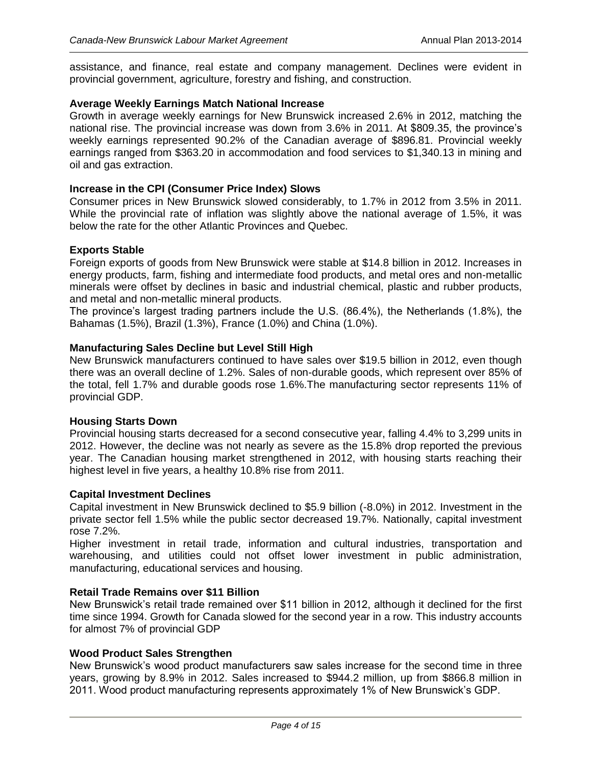assistance, and finance, real estate and company management. Declines were evident in provincial government, agriculture, forestry and fishing, and construction.

**Average Weekly Earnings Match National Increase**

Growth in average weekly earnings for New Brunswick increased 2.6% in 2012, matching the national rise. The provincial increase was down from 3.6% in 2011. At $809.35, the province's weekly earnings represented 90.2% of the Canadian average of $896.81. Provincial weekly earnings ranged from $363.20 in accommodation and food services to $1,340.13 in mining and oil and gas extraction.

**Increase in the CPI (Consumer Price Index) Slows**

Consumer prices in New Brunswick slowed considerably, to 1.7% in 2012 from 3.5% in 2011. While the provincial rate of inflation was slightly above the national average of 1.5%, it was below the rate for the other Atlantic Provinces and Quebec.

**Exports Stable**

Foreign exports of goods from New Brunswick were stable at $14.8 billion in 2012. Increases in energy products, farm, fishing and intermediate food products, and metal ores and non-metallic minerals were offset by declines in basic and industrial chemical, plastic and rubber products, and metal and non-metallic mineral products.

The province's largest trading partners include the U.S. (86.4%), the Netherlands (1.8%), the Bahamas (1.5%), Brazil (1.3%), France (1.0%) and China (1.0%).

**Manufacturing Sales Decline but Level Still High**

New Brunswick manufacturers continued to have sales over $19.5 billion in 2012, even though there was an overall decline of 1.2%. Sales of non-durable goods, which represent over 85% of the total, fell 1.7% and durable goods rose 1.6%.The manufacturing sector represents 11% of provincial GDP.

**Housing Starts Down**

Provincial housing starts decreased for a second consecutive year, falling 4.4% to 3,299 units in 2012. However, the decline was not nearly as severe as the 15.8% drop reported the previous year. The Canadian housing market strengthened in 2012, with housing starts reaching their highest level in five years, a healthy 10.8% rise from 2011.

**Capital Investment Declines**

Capital investment in New Brunswick declined to $5.9 billion (-8.0%) in 2012. Investment in the private sector fell 1.5% while the public sector decreased 19.7%. Nationally, capital investment rose 7.2%.

Higher investment in retail trade, information and cultural industries, transportation and warehousing, and utilities could not offset lower investment in public administration, manufacturing, educational services and housing.

**Retail Trade Remains over $11 Billion**

New Brunswick's retail trade remained over $11 billion in 2012, although it declined for the first time since 1994. Growth for Canada slowed for the second year in a row. This industry accounts for almost 7% of provincial GDP

**Wood Product Sales Strengthen**

New Brunswick's wood product manufacturers saw sales increase for the second time in three years, growing by 8.9% in 2012. Sales increased to $944.2 million, up from $866.8 million in 2011. Wood product manufacturing represents approximately 1% of New Brunswick's GDP.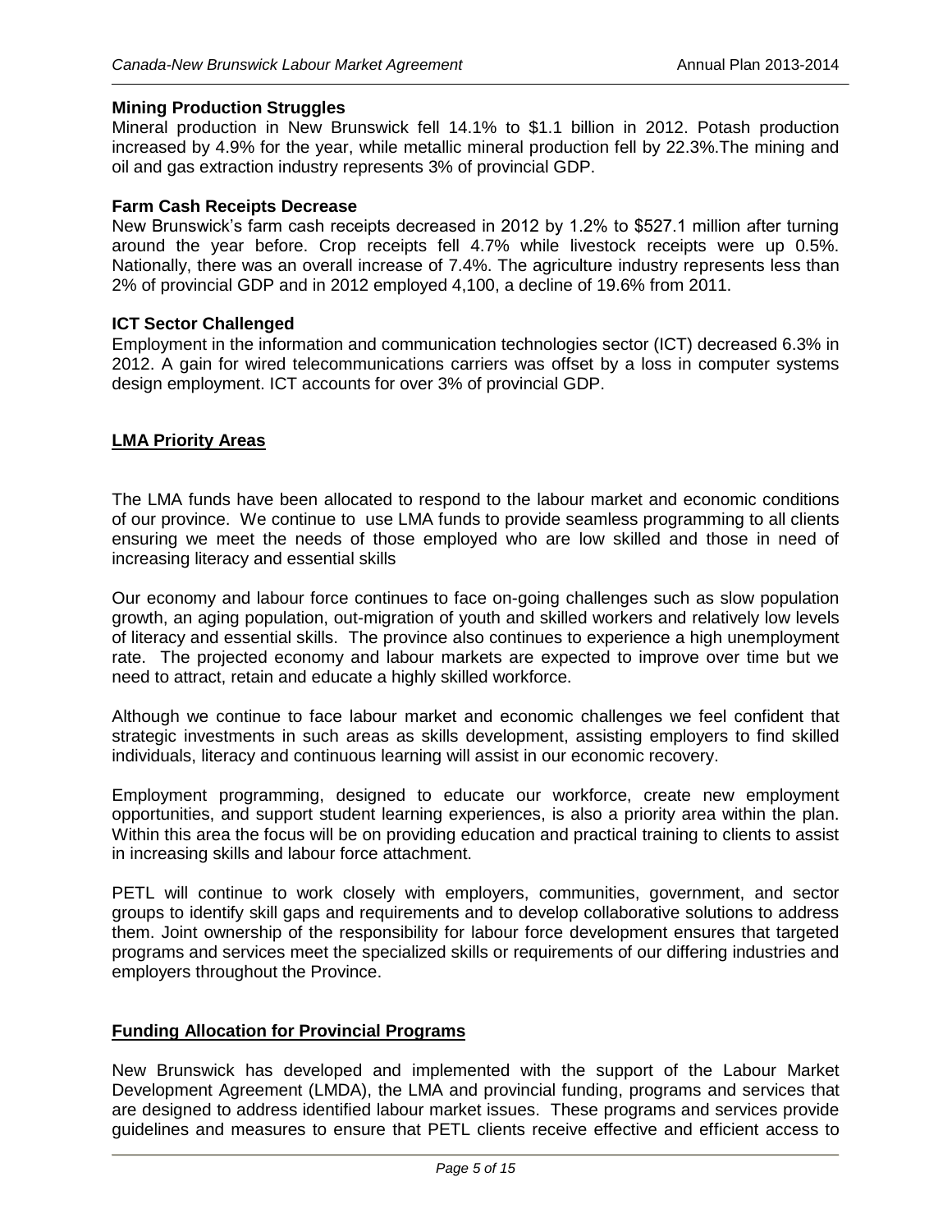**Mining Production Struggles**
Mineral production in New Brunswick fell 14.1% to $1.1 billion in 2012. Potash production increased by 4.9% for the year, while metallic mineral production fell by 22.3%.The mining and oil and gas extraction industry represents 3% of provincial GDP.

**Farm Cash Receipts Decrease**
New Brunswick's farm cash receipts decreased in 2012 by 1.2% to $527.1 million after turning around the year before. Crop receipts fell 4.7% while livestock receipts were up 0.5%. Nationally, there was an overall increase of 7.4%. The agriculture industry represents less than 2% of provincial GDP and in 2012 employed 4,100, a decline of 19.6% from 2011.

**ICT Sector Challenged**
Employment in the information and communication technologies sector (ICT) decreased 6.3% in 2012. A gain for wired telecommunications carriers was offset by a loss in computer systems design employment. ICT accounts for over 3% of provincial GDP.

## LMA Priority Areas

The LMA funds have been allocated to respond to the labour market and economic conditions of our province. We continue to use LMA funds to provide seamless programming to all clients ensuring we meet the needs of those employed who are low skilled and those in need of increasing literacy and essential skills

Our economy and labour force continues to face on-going challenges such as slow population growth, an aging population, out-migration of youth and skilled workers and relatively low levels of literacy and essential skills. The province also continues to experience a high unemployment rate. The projected economy and labour markets are expected to improve over time but we need to attract, retain and educate a highly skilled workforce.

Although we continue to face labour market and economic challenges we feel confident that strategic investments in such areas as skills development, assisting employers to find skilled individuals, literacy and continuous learning will assist in our economic recovery.

Employment programming, designed to educate our workforce, create new employment opportunities, and support student learning experiences, is also a priority area within the plan. Within this area the focus will be on providing education and practical training to clients to assist in increasing skills and labour force attachment.

PETL will continue to work closely with employers, communities, government, and sector groups to identify skill gaps and requirements and to develop collaborative solutions to address them. Joint ownership of the responsibility for labour force development ensures that targeted programs and services meet the specialized skills or requirements of our differing industries and employers throughout the Province.

## Funding Allocation for Provincial Programs

New Brunswick has developed and implemented with the support of the Labour Market Development Agreement (LMDA), the LMA and provincial funding, programs and services that are designed to address identified labour market issues. These programs and services provide guidelines and measures to ensure that PETL clients receive effective and efficient access to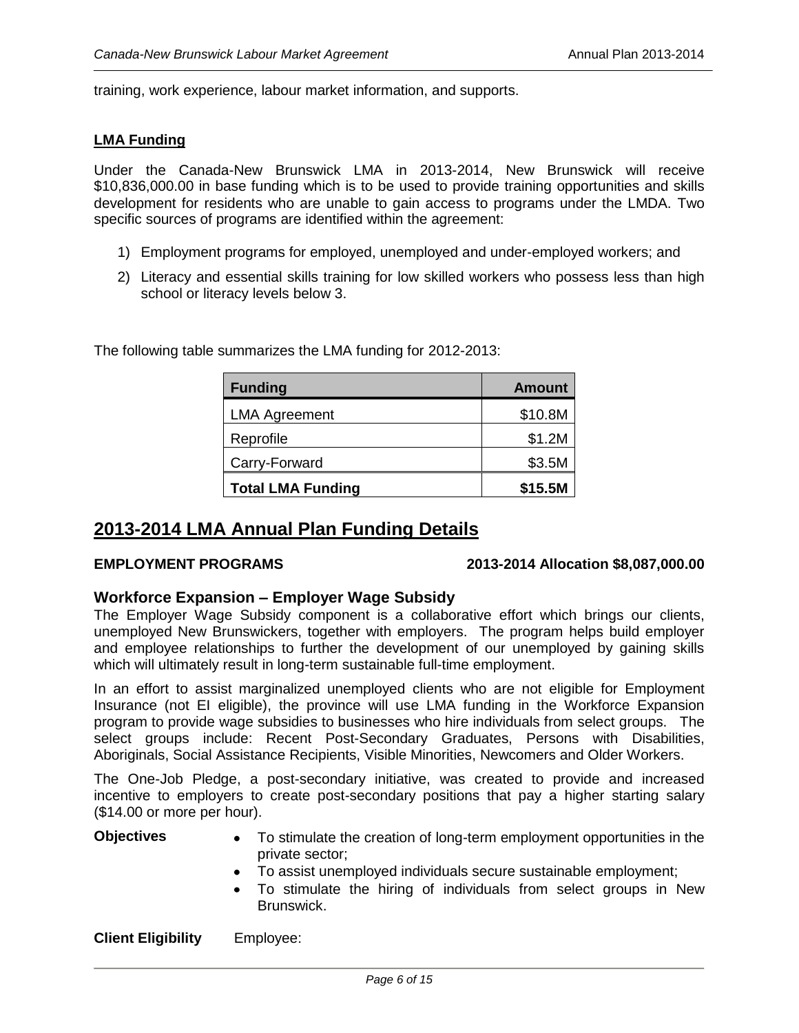training, work experience, labour market information, and supports.

**LMA Funding**

Under the Canada-New Brunswick LMA in 2013-2014, New Brunswick will receive $10,836,000.00 in base funding which is to be used to provide training opportunities and skills development for residents who are unable to gain access to programs under the LMDA. Two specific sources of programs are identified within the agreement:

1) Employment programs for employed, unemployed and under-employed workers; and
2) Literacy and essential skills training for low skilled workers who possess less than high school or literacy levels below 3.

The following table summarizes the LMA funding for 2012-2013:

| Funding | Amount |
|---|---:|
| LMA Agreement | $10.8M |
| Reprofile | $1.2M |
| Carry-Forward | $3.5M |
| **Total LMA Funding** | **$15.5M** |

## 2013-2014 LMA Annual Plan Funding Details

**EMPLOYMENT PROGRAMS** **2013-2014 Allocation $8,087,000.00**

### Workforce Expansion – Employer Wage Subsidy

The Employer Wage Subsidy component is a collaborative effort which brings our clients, unemployed New Brunswickers, together with employers. The program helps build employer and employee relationships to further the development of our unemployed by gaining skills which will ultimately result in long-term sustainable full-time employment.

In an effort to assist marginalized unemployed clients who are not eligible for Employment Insurance (not EI eligible), the province will use LMA funding in the Workforce Expansion program to provide wage subsidies to businesses who hire individuals from select groups. The select groups include: Recent Post-Secondary Graduates, Persons with Disabilities, Aboriginals, Social Assistance Recipients, Visible Minorities, Newcomers and Older Workers.

The One-Job Pledge, a post-secondary initiative, was created to provide and increased incentive to employers to create post-secondary positions that pay a higher starting salary ($14.00 or more per hour).

**Objectives**

- To stimulate the creation of long-term employment opportunities in the private sector;
- To assist unemployed individuals secure sustainable employment;
- To stimulate the hiring of individuals from select groups in New Brunswick.

**Client Eligibility** Employee: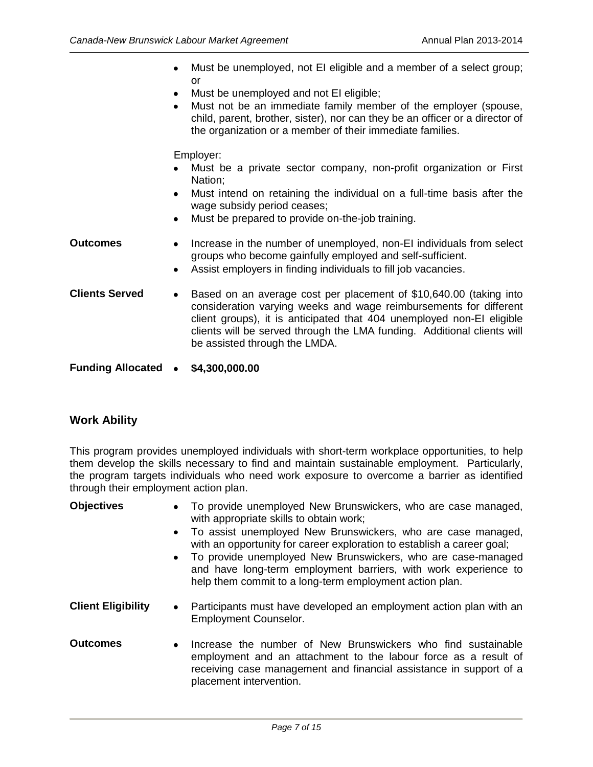- Must be unemployed, not EI eligible and a member of a select group; or
- Must be unemployed and not EI eligible;
- Must not be an immediate family member of the employer (spouse, child, parent, brother, sister), nor can they be an officer or a director of the organization or a member of their immediate families.

Employer:

- Must be a private sector company, non-profit organization or First Nation;
- Must intend on retaining the individual on a full-time basis after the wage subsidy period ceases;
- Must be prepared to provide on-the-job training.

**Outcomes**

- Increase in the number of unemployed, non-EI individuals from select groups who become gainfully employed and self-sufficient.
- Assist employers in finding individuals to fill job vacancies.

**Clients Served**

- Based on an average cost per placement of $10,640.00 (taking into consideration varying weeks and wage reimbursements for different client groups), it is anticipated that 404 unemployed non-EI eligible clients will be served through the LMA funding. Additional clients will be assisted through the LMDA.

**Funding Allocated**

- **$4,300,000.00**

## Work Ability

This program provides unemployed individuals with short-term workplace opportunities, to help them develop the skills necessary to find and maintain sustainable employment. Particularly, the program targets individuals who need work exposure to overcome a barrier as identified through their employment action plan.

**Objectives**

- To provide unemployed New Brunswickers, who are case managed, with appropriate skills to obtain work;
- To assist unemployed New Brunswickers, who are case managed, with an opportunity for career exploration to establish a career goal;
- To provide unemployed New Brunswickers, who are case-managed and have long-term employment barriers, with work experience to help them commit to a long-term employment action plan.

**Client Eligibility**

- Participants must have developed an employment action plan with an Employment Counselor.

**Outcomes**

- Increase the number of New Brunswickers who find sustainable employment and an attachment to the labour force as a result of receiving case management and financial assistance in support of a placement intervention.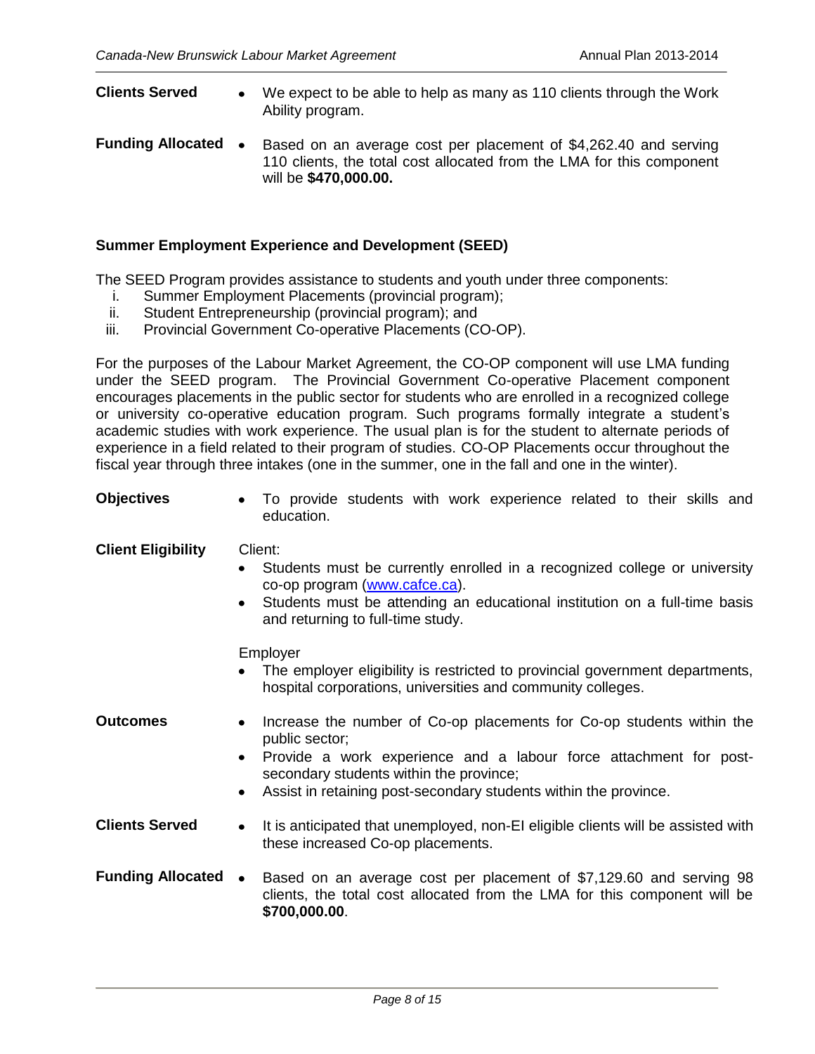**Clients Served**

- We expect to be able to help as many as 110 clients through the Work Ability program.

**Funding Allocated**

- Based on an average cost per placement of $4,262.40 and serving 110 clients, the total cost allocated from the LMA for this component will be **$470,000.00.**

### Summer Employment Experience and Development (SEED)

The SEED Program provides assistance to students and youth under three components:

i. Summer Employment Placements (provincial program);
ii. Student Entrepreneurship (provincial program); and
iii. Provincial Government Co-operative Placements (CO-OP).

For the purposes of the Labour Market Agreement, the CO-OP component will use LMA funding under the SEED program. The Provincial Government Co-operative Placement component encourages placements in the public sector for students who are enrolled in a recognized college or university co-operative education program. Such programs formally integrate a student's academic studies with work experience. The usual plan is for the student to alternate periods of experience in a field related to their program of studies. CO-OP Placements occur throughout the fiscal year through three intakes (one in the summer, one in the fall and one in the winter).

**Objectives**

- To provide students with work experience related to their skills and education.

**Client Eligibility**

Client:

- Students must be currently enrolled in a recognized college or university co-op program (www.cafce.ca).
- Students must be attending an educational institution on a full-time basis and returning to full-time study.

Employer

- The employer eligibility is restricted to provincial government departments, hospital corporations, universities and community colleges.

**Outcomes**

- Increase the number of Co-op placements for Co-op students within the public sector;
- Provide a work experience and a labour force attachment for post-secondary students within the province;
- Assist in retaining post-secondary students within the province.

**Clients Served**

- It is anticipated that unemployed, non-EI eligible clients will be assisted with these increased Co-op placements.

**Funding Allocated**

- Based on an average cost per placement of $7,129.60 and serving 98 clients, the total cost allocated from the LMA for this component will be **$700,000.00**.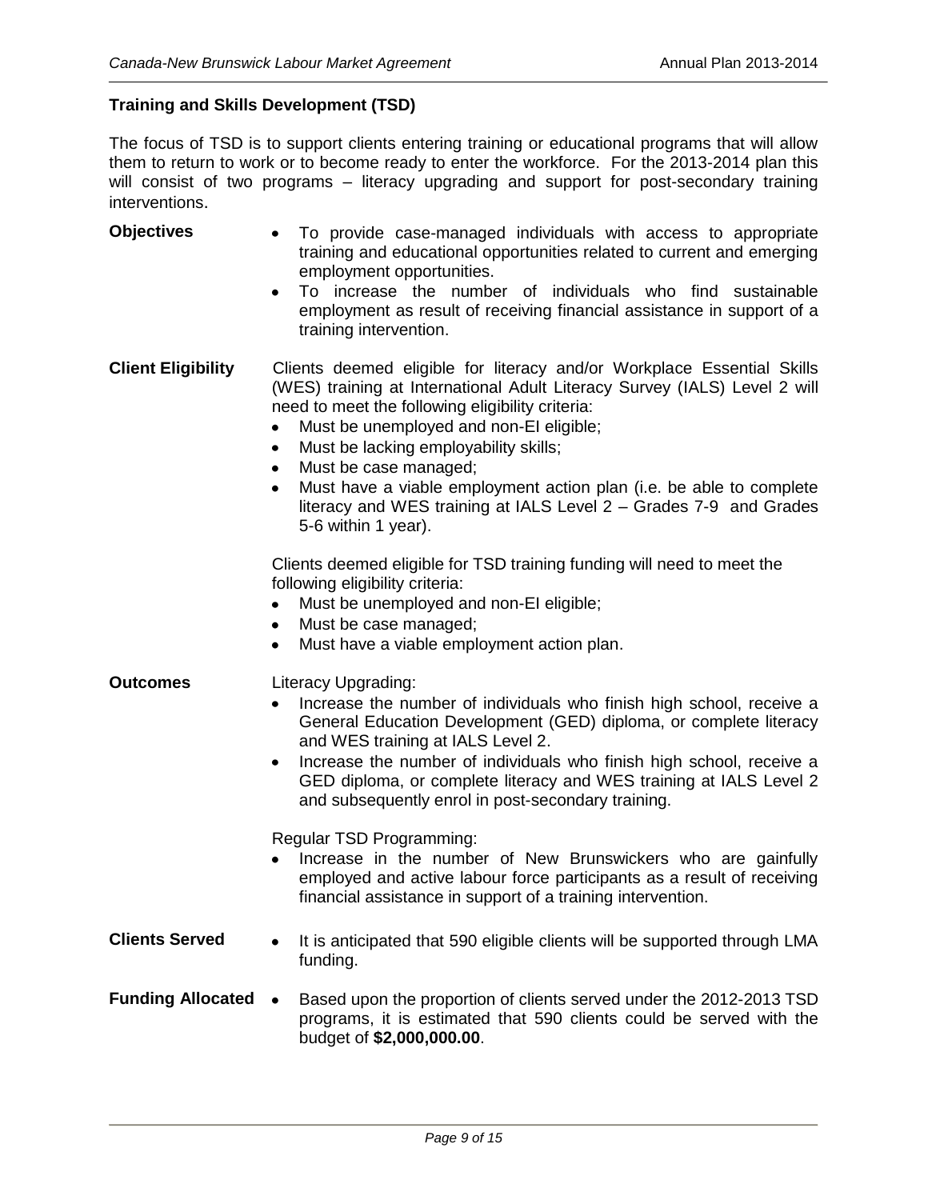### Training and Skills Development (TSD)

The focus of TSD is to support clients entering training or educational programs that will allow them to return to work or to become ready to enter the workforce. For the 2013-2014 plan this will consist of two programs – literacy upgrading and support for post-secondary training interventions.

**Objectives**

- To provide case-managed individuals with access to appropriate training and educational opportunities related to current and emerging employment opportunities.
- To increase the number of individuals who find sustainable employment as result of receiving financial assistance in support of a training intervention.

**Client Eligibility**

Clients deemed eligible for literacy and/or Workplace Essential Skills (WES) training at International Adult Literacy Survey (IALS) Level 2 will need to meet the following eligibility criteria:

- Must be unemployed and non-EI eligible;
- Must be lacking employability skills;
- Must be case managed;
- Must have a viable employment action plan (i.e. be able to complete literacy and WES training at IALS Level 2 – Grades 7-9 and Grades 5-6 within 1 year).

Clients deemed eligible for TSD training funding will need to meet the following eligibility criteria:

- Must be unemployed and non-EI eligible;
- Must be case managed;
- Must have a viable employment action plan.

**Outcomes**

Literacy Upgrading:

- Increase the number of individuals who finish high school, receive a General Education Development (GED) diploma, or complete literacy and WES training at IALS Level 2.
- Increase the number of individuals who finish high school, receive a GED diploma, or complete literacy and WES training at IALS Level 2 and subsequently enrol in post-secondary training.

Regular TSD Programming:

- Increase in the number of New Brunswickers who are gainfully employed and active labour force participants as a result of receiving financial assistance in support of a training intervention.

**Clients Served**

- It is anticipated that 590 eligible clients will be supported through LMA funding.

**Funding Allocated**

- Based upon the proportion of clients served under the 2012-2013 TSD programs, it is estimated that 590 clients could be served with the budget of **$2,000,000.00**.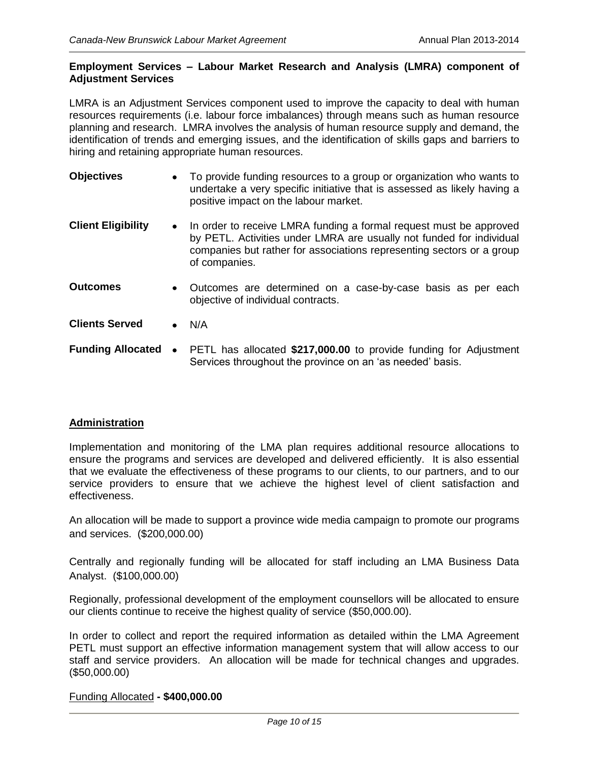**Employment Services – Labour Market Research and Analysis (LMRA) component of Adjustment Services**

LMRA is an Adjustment Services component used to improve the capacity to deal with human resources requirements (i.e. labour force imbalances) through means such as human resource planning and research. LMRA involves the analysis of human resource supply and demand, the identification of trends and emerging issues, and the identification of skills gaps and barriers to hiring and retaining appropriate human resources.

**Objectives**

- To provide funding resources to a group or organization who wants to undertake a very specific initiative that is assessed as likely having a positive impact on the labour market.

**Client Eligibility**

- In order to receive LMRA funding a formal request must be approved by PETL. Activities under LMRA are usually not funded for individual companies but rather for associations representing sectors or a group of companies.

**Outcomes**

- Outcomes are determined on a case-by-case basis as per each objective of individual contracts.

**Clients Served**

- N/A

**Funding Allocated**

- PETL has allocated **$217,000.00** to provide funding for Adjustment Services throughout the province on an 'as needed' basis.

## Administration

Implementation and monitoring of the LMA plan requires additional resource allocations to ensure the programs and services are developed and delivered efficiently. It is also essential that we evaluate the effectiveness of these programs to our clients, to our partners, and to our service providers to ensure that we achieve the highest level of client satisfaction and effectiveness.

An allocation will be made to support a province wide media campaign to promote our programs and services. ($200,000.00)

Centrally and regionally funding will be allocated for staff including an LMA Business Data Analyst. ($100,000.00)

Regionally, professional development of the employment counsellors will be allocated to ensure our clients continue to receive the highest quality of service ($50,000.00).

In order to collect and report the required information as detailed within the LMA Agreement PETL must support an effective information management system that will allow access to our staff and service providers. An allocation will be made for technical changes and upgrades. ($50,000.00)

Funding Allocated **- $400,000.00**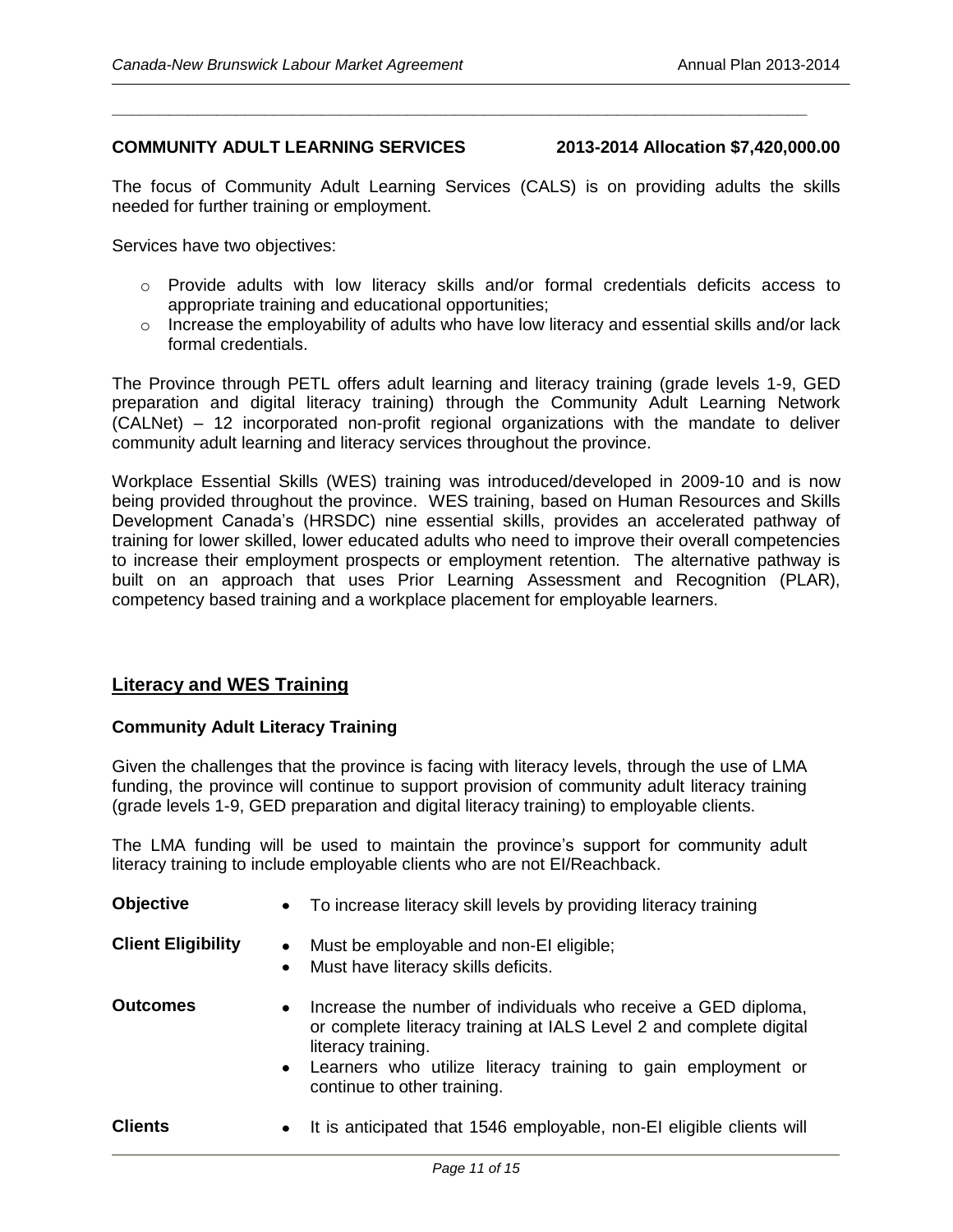**COMMUNITY ADULT LEARNING SERVICES 2013-2014 Allocation $7,420,000.00**

The focus of Community Adult Learning Services (CALS) is on providing adults the skills needed for further training or employment.

Services have two objectives:

- Provide adults with low literacy skills and/or formal credentials deficits access to appropriate training and educational opportunities;
- Increase the employability of adults who have low literacy and essential skills and/or lack formal credentials.

The Province through PETL offers adult learning and literacy training (grade levels 1-9, GED preparation and digital literacy training) through the Community Adult Learning Network (CALNet) – 12 incorporated non-profit regional organizations with the mandate to deliver community adult learning and literacy services throughout the province.

Workplace Essential Skills (WES) training was introduced/developed in 2009-10 and is now being provided throughout the province. WES training, based on Human Resources and Skills Development Canada's (HRSDC) nine essential skills, provides an accelerated pathway of training for lower skilled, lower educated adults who need to improve their overall competencies to increase their employment prospects or employment retention. The alternative pathway is built on an approach that uses Prior Learning Assessment and Recognition (PLAR), competency based training and a workplace placement for employable learners.

## Literacy and WES Training

### Community Adult Literacy Training

Given the challenges that the province is facing with literacy levels, through the use of LMA funding, the province will continue to support provision of community adult literacy training (grade levels 1-9, GED preparation and digital literacy training) to employable clients.

The LMA funding will be used to maintain the province's support for community adult literacy training to include employable clients who are not EI/Reachback.

**Objective**

- To increase literacy skill levels by providing literacy training

**Client Eligibility**

- Must be employable and non-EI eligible;
- Must have literacy skills deficits.

**Outcomes**

- Increase the number of individuals who receive a GED diploma, or complete literacy training at IALS Level 2 and complete digital literacy training.
- Learners who utilize literacy training to gain employment or continue to other training.

**Clients**

- It is anticipated that 1546 employable, non-EI eligible clients will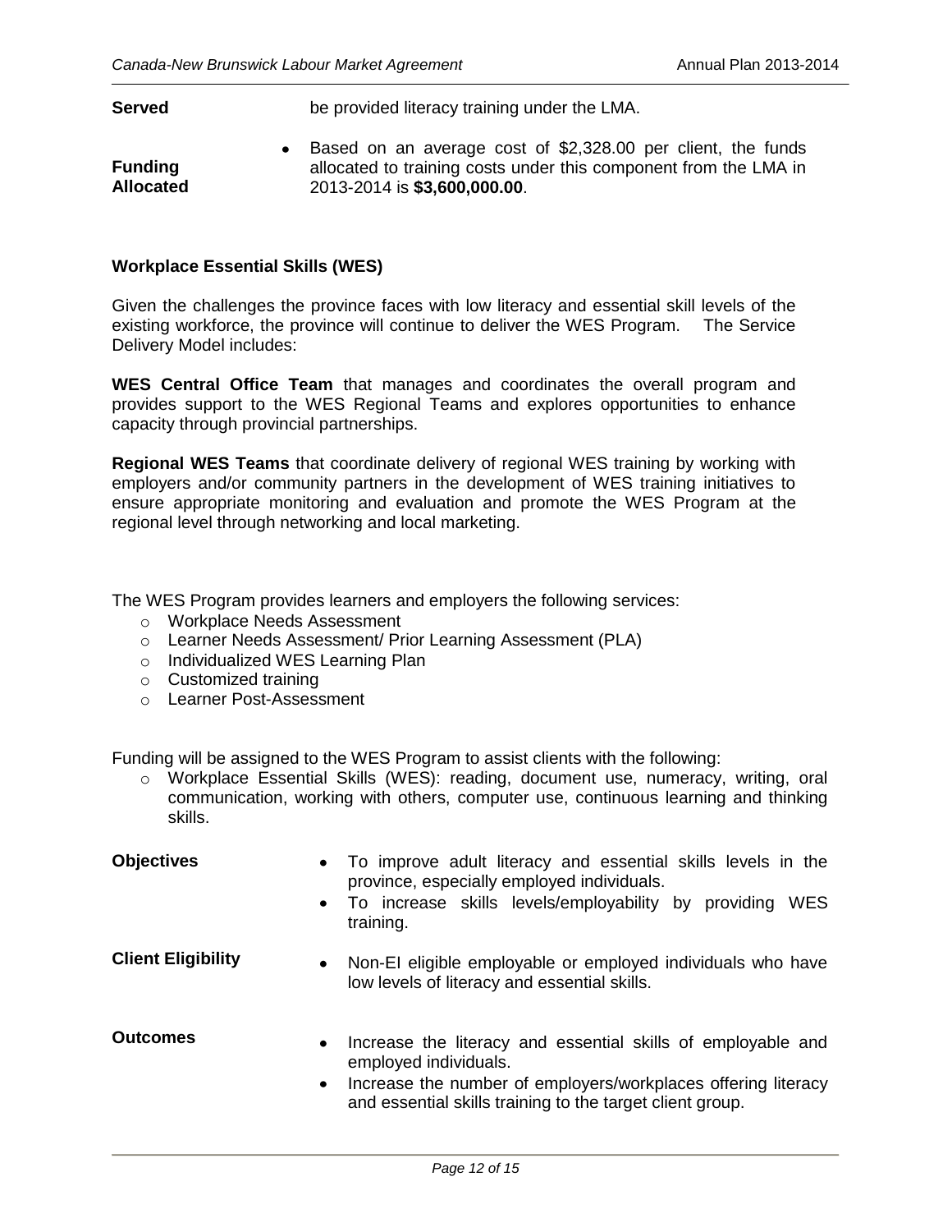| | |
|---|---|
| **Served** | be provided literacy training under the LMA. |
| **Funding Allocated** | • Based on an average cost of $2,328.00 per client, the funds allocated to training costs under this component from the LMA in 2013-2014 is **$3,600,000.00**. |

**Workplace Essential Skills (WES)**

Given the challenges the province faces with low literacy and essential skill levels of the existing workforce, the province will continue to deliver the WES Program. The Service Delivery Model includes:

**WES Central Office Team** that manages and coordinates the overall program and provides support to the WES Regional Teams and explores opportunities to enhance capacity through provincial partnerships.

**Regional WES Teams** that coordinate delivery of regional WES training by working with employers and/or community partners in the development of WES training initiatives to ensure appropriate monitoring and evaluation and promote the WES Program at the regional level through networking and local marketing.

The WES Program provides learners and employers the following services:

- Workplace Needs Assessment
- Learner Needs Assessment/ Prior Learning Assessment (PLA)
- Individualized WES Learning Plan
- Customized training
- Learner Post-Assessment

Funding will be assigned to the WES Program to assist clients with the following:

- Workplace Essential Skills (WES): reading, document use, numeracy, writing, oral communication, working with others, computer use, continuous learning and thinking skills.

| | |
|---|---|
| **Objectives** | • To improve adult literacy and essential skills levels in the province, especially employed individuals.<br>• To increase skills levels/employability by providing WES training. |
| **Client Eligibility** | • Non-EI eligible employable or employed individuals who have low levels of literacy and essential skills. |
| **Outcomes** | • Increase the literacy and essential skills of employable and employed individuals.<br>• Increase the number of employers/workplaces offering literacy and essential skills training to the target client group. |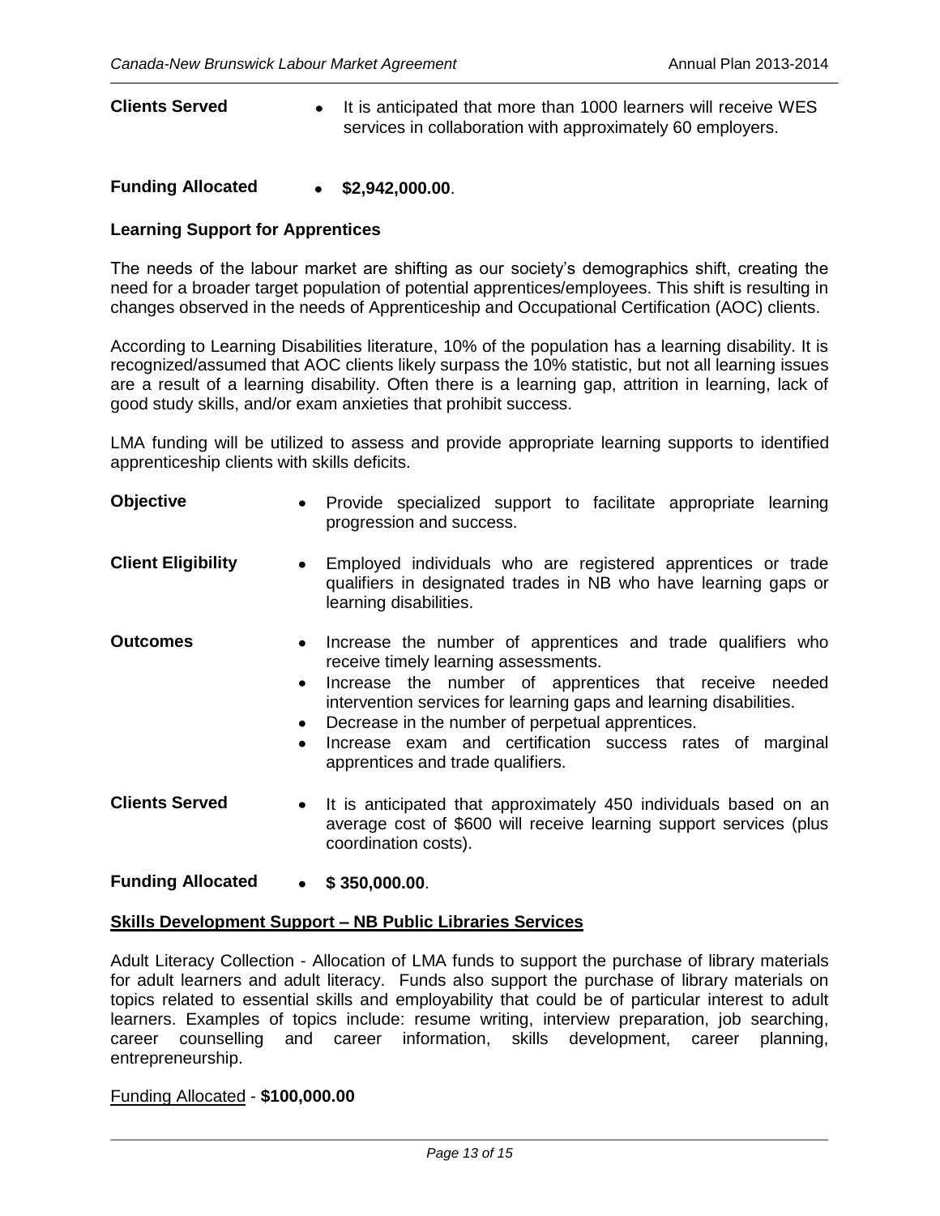**Clients Served**

- It is anticipated that more than 1000 learners will receive WES services in collaboration with approximately 60 employers.

**Funding Allocated**

- **$2,942,000.00**.

### Learning Support for Apprentices

The needs of the labour market are shifting as our society's demographics shift, creating the need for a broader target population of potential apprentices/employees. This shift is resulting in changes observed in the needs of Apprenticeship and Occupational Certification (AOC) clients.

According to Learning Disabilities literature, 10% of the population has a learning disability. It is recognized/assumed that AOC clients likely surpass the 10% statistic, but not all learning issues are a result of a learning disability. Often there is a learning gap, attrition in learning, lack of good study skills, and/or exam anxieties that prohibit success.

LMA funding will be utilized to assess and provide appropriate learning supports to identified apprenticeship clients with skills deficits.

**Objective**

- Provide specialized support to facilitate appropriate learning progression and success.

**Client Eligibility**

- Employed individuals who are registered apprentices or trade qualifiers in designated trades in NB who have learning gaps or learning disabilities.

**Outcomes**

- Increase the number of apprentices and trade qualifiers who receive timely learning assessments.
- Increase the number of apprentices that receive needed intervention services for learning gaps and learning disabilities.
- Decrease in the number of perpetual apprentices.
- Increase exam and certification success rates of marginal apprentices and trade qualifiers.

**Clients Served**

- It is anticipated that approximately 450 individuals based on an average cost of $600 will receive learning support services (plus coordination costs).

**Funding Allocated**

- **$ 350,000.00**.

### Skills Development Support – NB Public Libraries Services

Adult Literacy Collection - Allocation of LMA funds to support the purchase of library materials for adult learners and adult literacy. Funds also support the purchase of library materials on topics related to essential skills and employability that could be of particular interest to adult learners. Examples of topics include: resume writing, interview preparation, job searching, career counselling and career information, skills development, career planning, entrepreneurship.

Funding Allocated - **$100,000.00**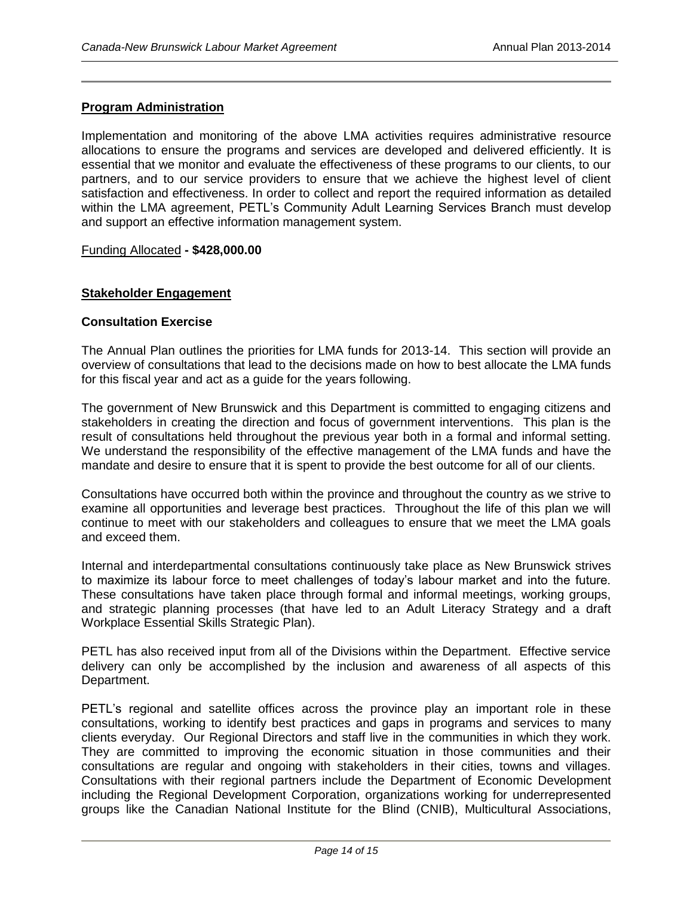**Program Administration**

Implementation and monitoring of the above LMA activities requires administrative resource allocations to ensure the programs and services are developed and delivered efficiently. It is essential that we monitor and evaluate the effectiveness of these programs to our clients, to our partners, and to our service providers to ensure that we achieve the highest level of client satisfaction and effectiveness. In order to collect and report the required information as detailed within the LMA agreement, PETL's Community Adult Learning Services Branch must develop and support an effective information management system.

Funding Allocated **- $428,000.00**

**Stakeholder Engagement**

**Consultation Exercise**

The Annual Plan outlines the priorities for LMA funds for 2013-14. This section will provide an overview of consultations that lead to the decisions made on how to best allocate the LMA funds for this fiscal year and act as a guide for the years following.

The government of New Brunswick and this Department is committed to engaging citizens and stakeholders in creating the direction and focus of government interventions. This plan is the result of consultations held throughout the previous year both in a formal and informal setting. We understand the responsibility of the effective management of the LMA funds and have the mandate and desire to ensure that it is spent to provide the best outcome for all of our clients.

Consultations have occurred both within the province and throughout the country as we strive to examine all opportunities and leverage best practices. Throughout the life of this plan we will continue to meet with our stakeholders and colleagues to ensure that we meet the LMA goals and exceed them.

Internal and interdepartmental consultations continuously take place as New Brunswick strives to maximize its labour force to meet challenges of today's labour market and into the future. These consultations have taken place through formal and informal meetings, working groups, and strategic planning processes (that have led to an Adult Literacy Strategy and a draft Workplace Essential Skills Strategic Plan).

PETL has also received input from all of the Divisions within the Department. Effective service delivery can only be accomplished by the inclusion and awareness of all aspects of this Department.

PETL's regional and satellite offices across the province play an important role in these consultations, working to identify best practices and gaps in programs and services to many clients everyday. Our Regional Directors and staff live in the communities in which they work. They are committed to improving the economic situation in those communities and their consultations are regular and ongoing with stakeholders in their cities, towns and villages. Consultations with their regional partners include the Department of Economic Development including the Regional Development Corporation, organizations working for underrepresented groups like the Canadian National Institute for the Blind (CNIB), Multicultural Associations,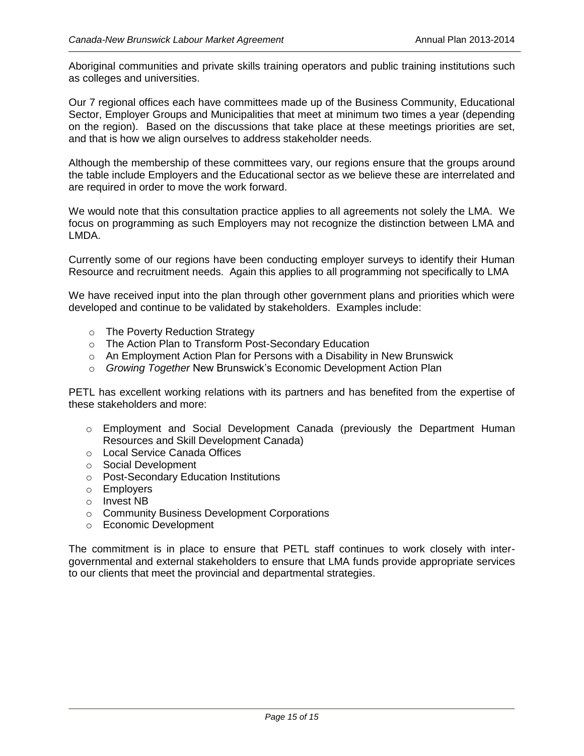Aboriginal communities and private skills training operators and public training institutions such as colleges and universities.

Our 7 regional offices each have committees made up of the Business Community, Educational Sector, Employer Groups and Municipalities that meet at minimum two times a year (depending on the region). Based on the discussions that take place at these meetings priorities are set, and that is how we align ourselves to address stakeholder needs.

Although the membership of these committees vary, our regions ensure that the groups around the table include Employers and the Educational sector as we believe these are interrelated and are required in order to move the work forward.

We would note that this consultation practice applies to all agreements not solely the LMA. We focus on programming as such Employers may not recognize the distinction between LMA and LMDA.

Currently some of our regions have been conducting employer surveys to identify their Human Resource and recruitment needs. Again this applies to all programming not specifically to LMA

We have received input into the plan through other government plans and priorities which were developed and continue to be validated by stakeholders. Examples include:

- The Poverty Reduction Strategy
- The Action Plan to Transform Post-Secondary Education
- An Employment Action Plan for Persons with a Disability in New Brunswick
- *Growing Together* New Brunswick's Economic Development Action Plan

PETL has excellent working relations with its partners and has benefited from the expertise of these stakeholders and more:

- Employment and Social Development Canada (previously the Department Human Resources and Skill Development Canada)
- Local Service Canada Offices
- Social Development
- Post-Secondary Education Institutions
- Employers
- Invest NB
- Community Business Development Corporations
- Economic Development

The commitment is in place to ensure that PETL staff continues to work closely with inter-governmental and external stakeholders to ensure that LMA funds provide appropriate services to our clients that meet the provincial and departmental strategies.